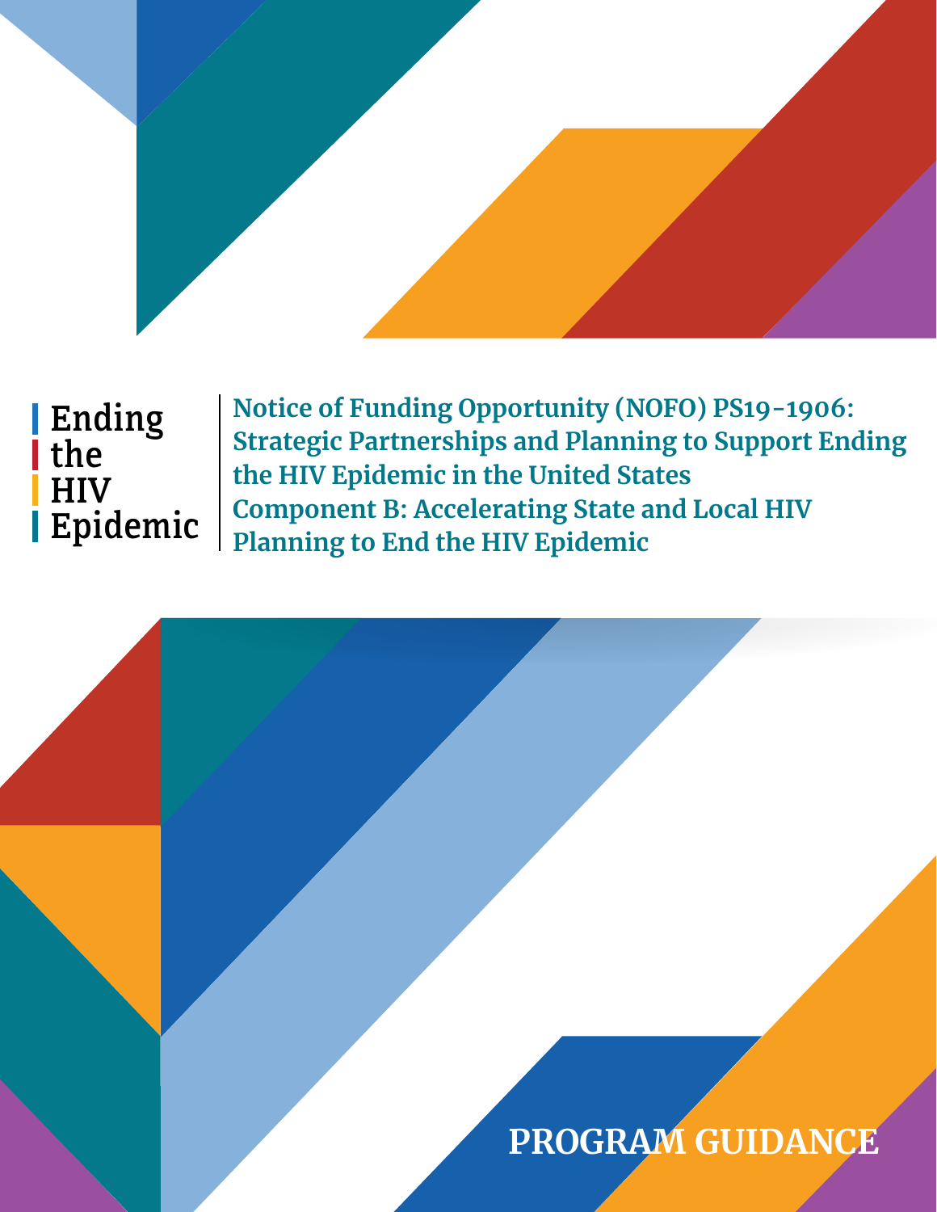Ending
the
HIV
Epidemic

# Notice of Funding Opportunity (NOFO) PS19-1906: Strategic Partnerships and Planning to Support Ending the HIV Epidemic in the United States

## Component B: Accelerating State and Local HIV Planning to End the HIV Epidemic

**PROGRAM GUIDANCE**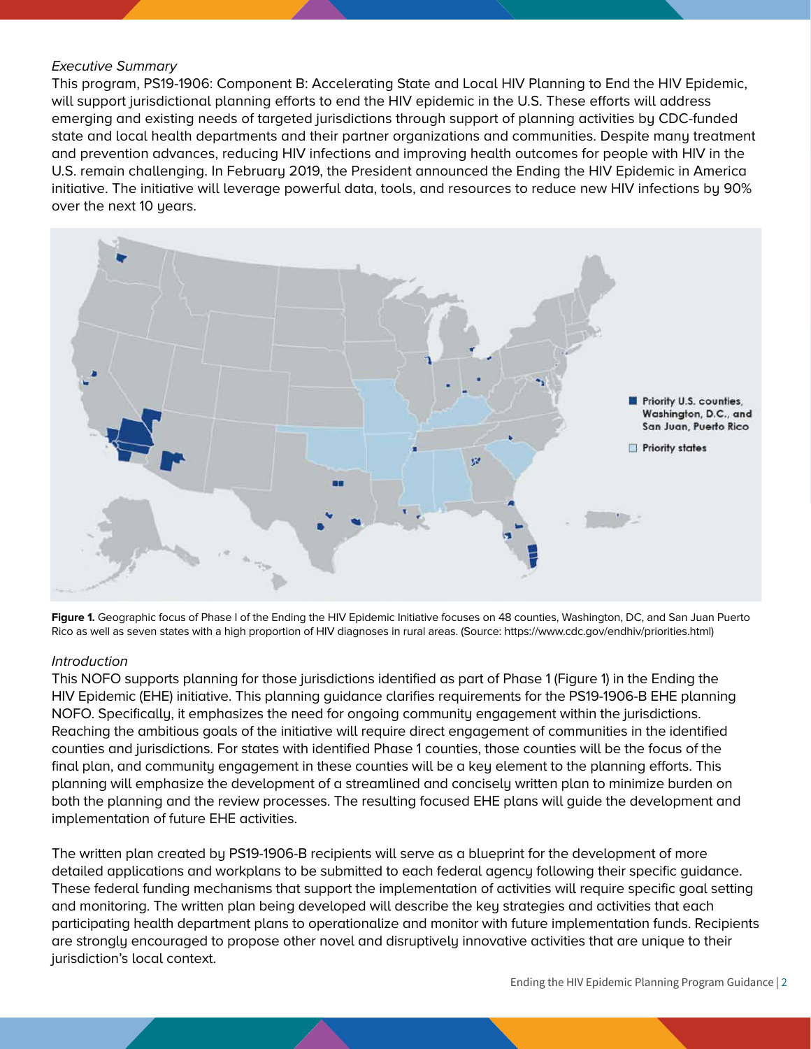*Executive Summary*

This program, PS19-1906: Component B: Accelerating State and Local HIV Planning to End the HIV Epidemic, will support jurisdictional planning efforts to end the HIV epidemic in the U.S. These efforts will address emerging and existing needs of targeted jurisdictions through support of planning activities by CDC-funded state and local health departments and their partner organizations and communities. Despite many treatment and prevention advances, reducing HIV infections and improving health outcomes for people with HIV in the U.S. remain challenging. In February 2019, the President announced the Ending the HIV Epidemic in America initiative. The initiative will leverage powerful data, tools, and resources to reduce new HIV infections by 90% over the next 10 years.

**Figure 1.** Geographic focus of Phase I of the Ending the HIV Epidemic Initiative focuses on 48 counties, Washington, DC, and San Juan Puerto Rico as well as seven states with a high proportion of HIV diagnoses in rural areas. (Source: https://www.cdc.gov/endhiv/priorities.html)

*Introduction*

This NOFO supports planning for those jurisdictions identified as part of Phase 1 (Figure 1) in the Ending the HIV Epidemic (EHE) initiative. This planning guidance clarifies requirements for the PS19-1906-B EHE planning NOFO. Specifically, it emphasizes the need for ongoing community engagement within the jurisdictions. Reaching the ambitious goals of the initiative will require direct engagement of communities in the identified counties and jurisdictions. For states with identified Phase 1 counties, those counties will be the focus of the final plan, and community engagement in these counties will be a key element to the planning efforts. This planning will emphasize the development of a streamlined and concisely written plan to minimize burden on both the planning and the review processes. The resulting focused EHE plans will guide the development and implementation of future EHE activities.

The written plan created by PS19-1906-B recipients will serve as a blueprint for the development of more detailed applications and workplans to be submitted to each federal agency following their specific guidance. These federal funding mechanisms that support the implementation of activities will require specific goal setting and monitoring. The written plan being developed will describe the key strategies and activities that each participating health department plans to operationalize and monitor with future implementation funds. Recipients are strongly encouraged to propose other novel and disruptively innovative activities that are unique to their jurisdiction's local context.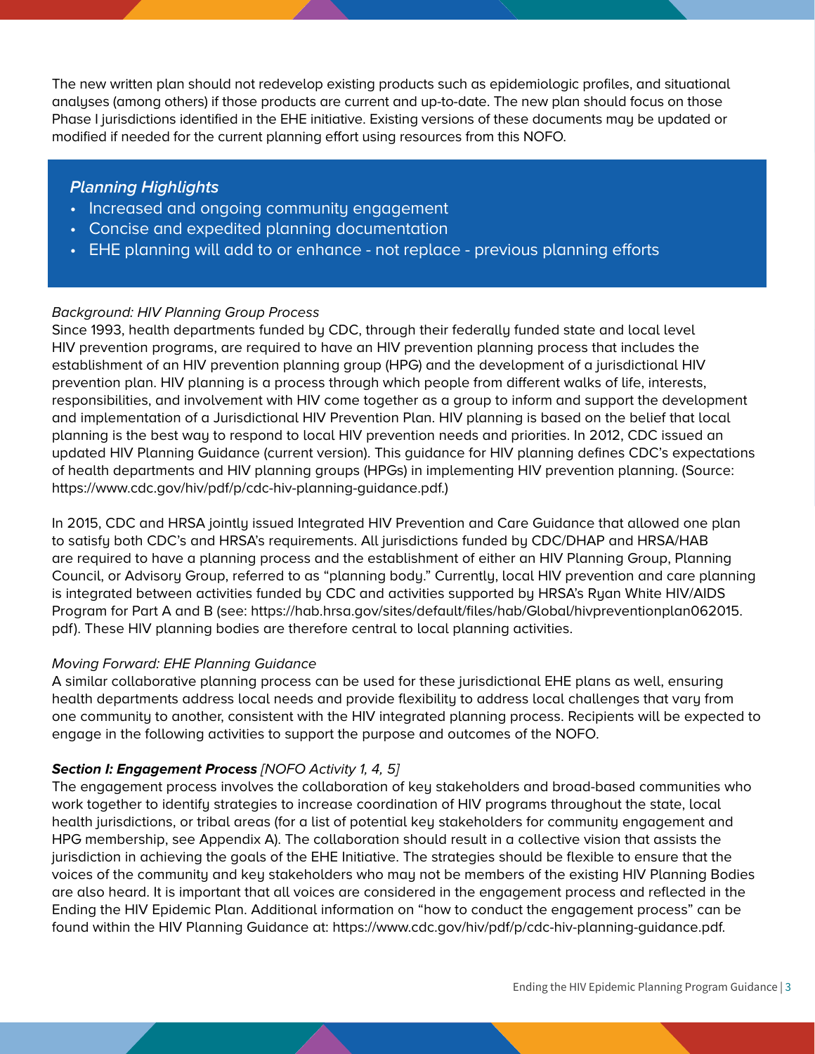The new written plan should not redevelop existing products such as epidemiologic profiles, and situational analyses (among others) if those products are current and up-to-date. The new plan should focus on those Phase I jurisdictions identified in the EHE initiative. Existing versions of these documents may be updated or modified if needed for the current planning effort using resources from this NOFO.

> ***Planning Highlights***
>
> - Increased and ongoing community engagement
> - Concise and expedited planning documentation
> - EHE planning will add to or enhance - not replace - previous planning efforts

*Background: HIV Planning Group Process*

Since 1993, health departments funded by CDC, through their federally funded state and local level HIV prevention programs, are required to have an HIV prevention planning process that includes the establishment of an HIV prevention planning group (HPG) and the development of a jurisdictional HIV prevention plan. HIV planning is a process through which people from different walks of life, interests, responsibilities, and involvement with HIV come together as a group to inform and support the development and implementation of a Jurisdictional HIV Prevention Plan. HIV planning is based on the belief that local planning is the best way to respond to local HIV prevention needs and priorities. In 2012, CDC issued an updated HIV Planning Guidance (current version). This guidance for HIV planning defines CDC's expectations of health departments and HIV planning groups (HPGs) in implementing HIV prevention planning. (Source: https://www.cdc.gov/hiv/pdf/p/cdc-hiv-planning-guidance.pdf.)

In 2015, CDC and HRSA jointly issued Integrated HIV Prevention and Care Guidance that allowed one plan to satisfy both CDC's and HRSA's requirements. All jurisdictions funded by CDC/DHAP and HRSA/HAB are required to have a planning process and the establishment of either an HIV Planning Group, Planning Council, or Advisory Group, referred to as "planning body." Currently, local HIV prevention and care planning is integrated between activities funded by CDC and activities supported by HRSA's Ryan White HIV/AIDS Program for Part A and B (see: https://hab.hrsa.gov/sites/default/files/hab/Global/hivpreventionplan062015.pdf). These HIV planning bodies are therefore central to local planning activities.

*Moving Forward: EHE Planning Guidance*

A similar collaborative planning process can be used for these jurisdictional EHE plans as well, ensuring health departments address local needs and provide flexibility to address local challenges that vary from one community to another, consistent with the HIV integrated planning process. Recipients will be expected to engage in the following activities to support the purpose and outcomes of the NOFO.

***Section I: Engagement Process*** *[NOFO Activity 1, 4, 5]*

The engagement process involves the collaboration of key stakeholders and broad-based communities who work together to identify strategies to increase coordination of HIV programs throughout the state, local health jurisdictions, or tribal areas (for a list of potential key stakeholders for community engagement and HPG membership, see Appendix A). The collaboration should result in a collective vision that assists the jurisdiction in achieving the goals of the EHE Initiative. The strategies should be flexible to ensure that the voices of the community and key stakeholders who may not be members of the existing HIV Planning Bodies are also heard. It is important that all voices are considered in the engagement process and reflected in the Ending the HIV Epidemic Plan. Additional information on "how to conduct the engagement process" can be found within the HIV Planning Guidance at: https://www.cdc.gov/hiv/pdf/p/cdc-hiv-planning-guidance.pdf.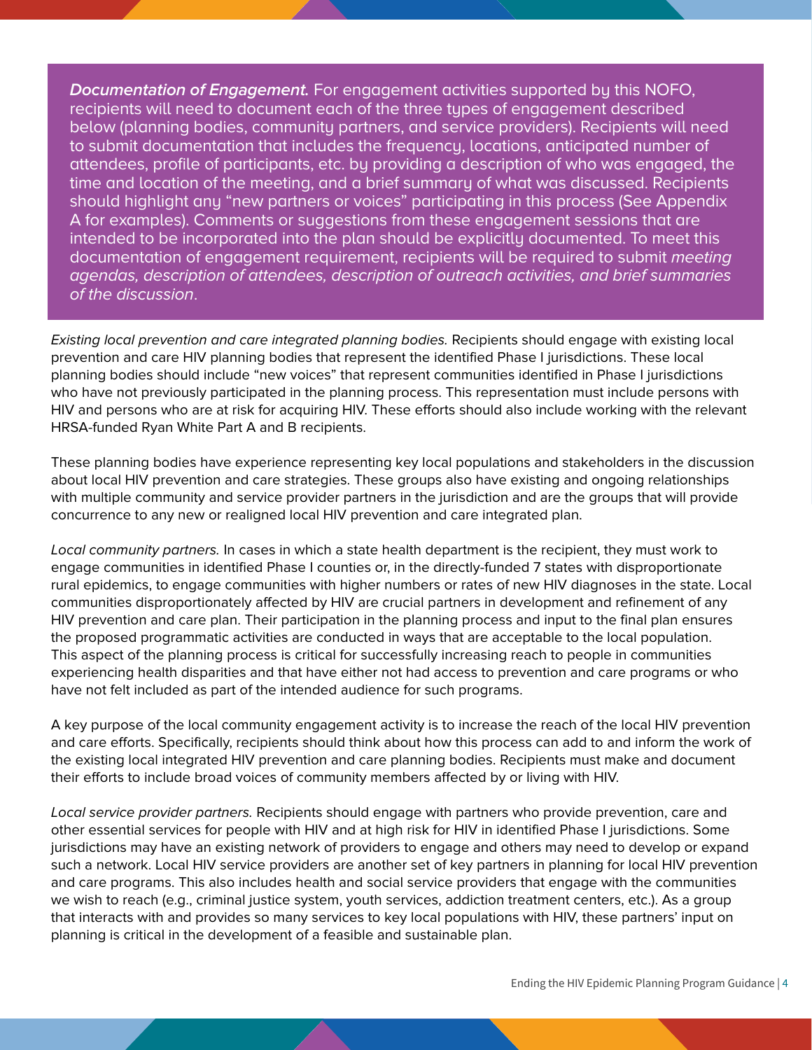***Documentation of Engagement.*** For engagement activities supported by this NOFO, recipients will need to document each of the three types of engagement described below (planning bodies, community partners, and service providers). Recipients will need to submit documentation that includes the frequency, locations, anticipated number of attendees, profile of participants, etc. by providing a description of who was engaged, the time and location of the meeting, and a brief summary of what was discussed. Recipients should highlight any "new partners or voices" participating in this process (See Appendix A for examples). Comments or suggestions from these engagement sessions that are intended to be incorporated into the plan should be explicitly documented. To meet this documentation of engagement requirement, recipients will be required to submit *meeting agendas, description of attendees, description of outreach activities, and brief summaries of the discussion*.

*Existing local prevention and care integrated planning bodies.* Recipients should engage with existing local prevention and care HIV planning bodies that represent the identified Phase I jurisdictions. These local planning bodies should include "new voices" that represent communities identified in Phase I jurisdictions who have not previously participated in the planning process. This representation must include persons with HIV and persons who are at risk for acquiring HIV. These efforts should also include working with the relevant HRSA-funded Ryan White Part A and B recipients.

These planning bodies have experience representing key local populations and stakeholders in the discussion about local HIV prevention and care strategies. These groups also have existing and ongoing relationships with multiple community and service provider partners in the jurisdiction and are the groups that will provide concurrence to any new or realigned local HIV prevention and care integrated plan.

*Local community partners.* In cases in which a state health department is the recipient, they must work to engage communities in identified Phase I counties or, in the directly-funded 7 states with disproportionate rural epidemics, to engage communities with higher numbers or rates of new HIV diagnoses in the state. Local communities disproportionately affected by HIV are crucial partners in development and refinement of any HIV prevention and care plan. Their participation in the planning process and input to the final plan ensures the proposed programmatic activities are conducted in ways that are acceptable to the local population. This aspect of the planning process is critical for successfully increasing reach to people in communities experiencing health disparities and that have either not had access to prevention and care programs or who have not felt included as part of the intended audience for such programs.

A key purpose of the local community engagement activity is to increase the reach of the local HIV prevention and care efforts. Specifically, recipients should think about how this process can add to and inform the work of the existing local integrated HIV prevention and care planning bodies. Recipients must make and document their efforts to include broad voices of community members affected by or living with HIV.

*Local service provider partners.* Recipients should engage with partners who provide prevention, care and other essential services for people with HIV and at high risk for HIV in identified Phase I jurisdictions. Some jurisdictions may have an existing network of providers to engage and others may need to develop or expand such a network. Local HIV service providers are another set of key partners in planning for local HIV prevention and care programs. This also includes health and social service providers that engage with the communities we wish to reach (e.g., criminal justice system, youth services, addiction treatment centers, etc.). As a group that interacts with and provides so many services to key local populations with HIV, these partners' input on planning is critical in the development of a feasible and sustainable plan.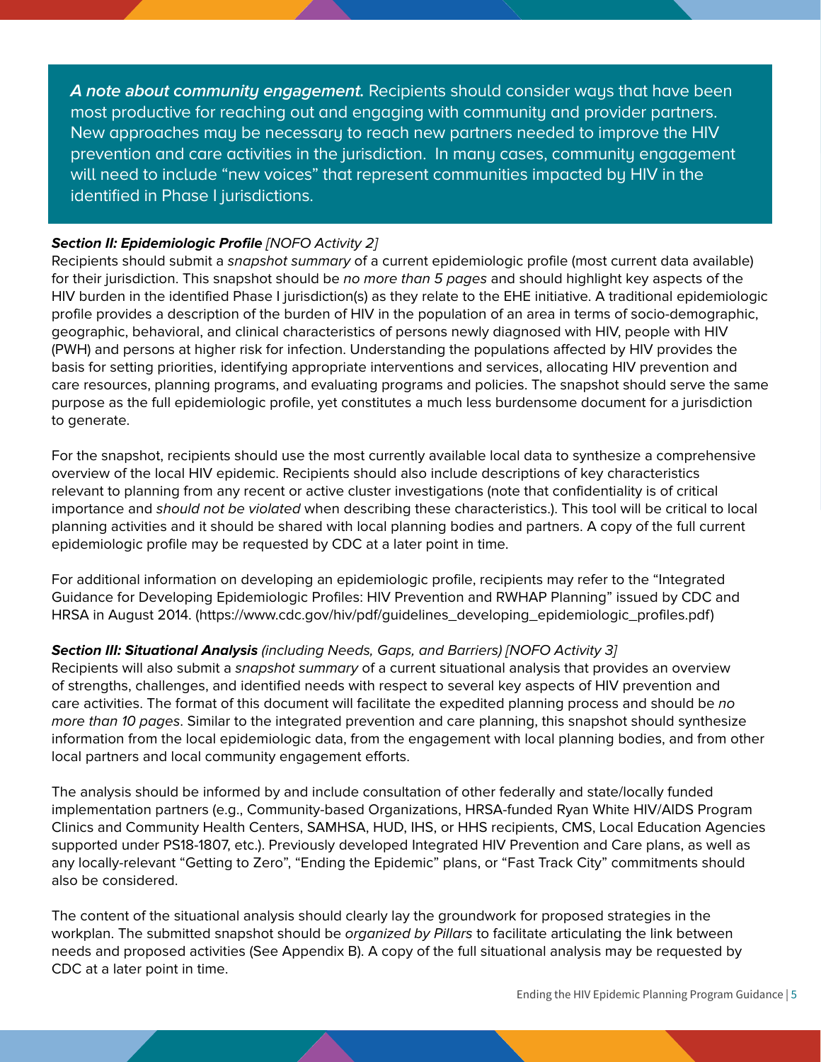***A note about community engagement.*** Recipients should consider ways that have been most productive for reaching out and engaging with community and provider partners. New approaches may be necessary to reach new partners needed to improve the HIV prevention and care activities in the jurisdiction. In many cases, community engagement will need to include "new voices" that represent communities impacted by HIV in the identified in Phase I jurisdictions.

***Section II: Epidemiologic Profile*** *[NOFO Activity 2]*

Recipients should submit a *snapshot summary* of a current epidemiologic profile (most current data available) for their jurisdiction. This snapshot should be *no more than 5 pages* and should highlight key aspects of the HIV burden in the identified Phase I jurisdiction(s) as they relate to the EHE initiative. A traditional epidemiologic profile provides a description of the burden of HIV in the population of an area in terms of socio-demographic, geographic, behavioral, and clinical characteristics of persons newly diagnosed with HIV, people with HIV (PWH) and persons at higher risk for infection. Understanding the populations affected by HIV provides the basis for setting priorities, identifying appropriate interventions and services, allocating HIV prevention and care resources, planning programs, and evaluating programs and policies. The snapshot should serve the same purpose as the full epidemiologic profile, yet constitutes a much less burdensome document for a jurisdiction to generate.

For the snapshot, recipients should use the most currently available local data to synthesize a comprehensive overview of the local HIV epidemic. Recipients should also include descriptions of key characteristics relevant to planning from any recent or active cluster investigations (note that confidentiality is of critical importance and *should not be violated* when describing these characteristics.). This tool will be critical to local planning activities and it should be shared with local planning bodies and partners. A copy of the full current epidemiologic profile may be requested by CDC at a later point in time.

For additional information on developing an epidemiologic profile, recipients may refer to the "Integrated Guidance for Developing Epidemiologic Profiles: HIV Prevention and RWHAP Planning" issued by CDC and HRSA in August 2014. (https://www.cdc.gov/hiv/pdf/guidelines_developing_epidemiologic_profiles.pdf)

***Section III: Situational Analysis*** *(including Needs, Gaps, and Barriers) [NOFO Activity 3]*

Recipients will also submit a *snapshot summary* of a current situational analysis that provides an overview of strengths, challenges, and identified needs with respect to several key aspects of HIV prevention and care activities. The format of this document will facilitate the expedited planning process and should be *no more than 10 pages*. Similar to the integrated prevention and care planning, this snapshot should synthesize information from the local epidemiologic data, from the engagement with local planning bodies, and from other local partners and local community engagement efforts.

The analysis should be informed by and include consultation of other federally and state/locally funded implementation partners (e.g., Community-based Organizations, HRSA-funded Ryan White HIV/AIDS Program Clinics and Community Health Centers, SAMHSA, HUD, IHS, or HHS recipients, CMS, Local Education Agencies supported under PS18-1807, etc.). Previously developed Integrated HIV Prevention and Care plans, as well as any locally-relevant "Getting to Zero", "Ending the Epidemic" plans, or "Fast Track City" commitments should also be considered.

The content of the situational analysis should clearly lay the groundwork for proposed strategies in the workplan. The submitted snapshot should be *organized by Pillars* to facilitate articulating the link between needs and proposed activities (See Appendix B). A copy of the full situational analysis may be requested by CDC at a later point in time.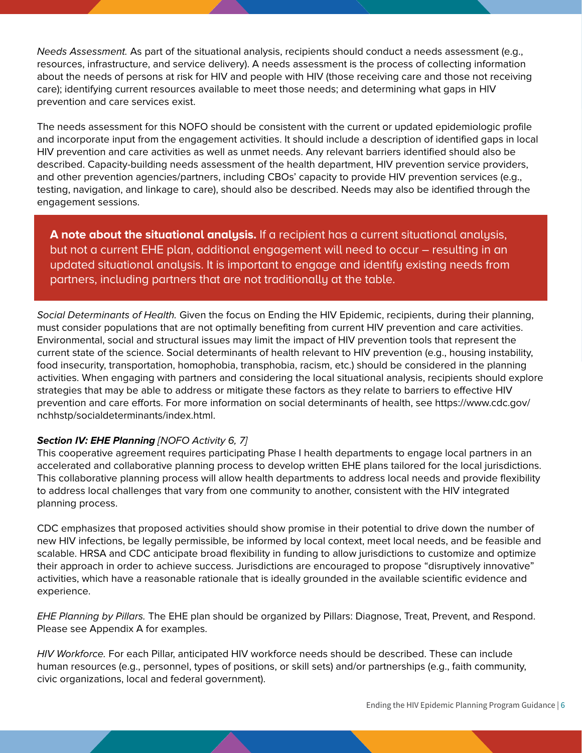*Needs Assessment.* As part of the situational analysis, recipients should conduct a needs assessment (e.g., resources, infrastructure, and service delivery). A needs assessment is the process of collecting information about the needs of persons at risk for HIV and people with HIV (those receiving care and those not receiving care); identifying current resources available to meet those needs; and determining what gaps in HIV prevention and care services exist.

The needs assessment for this NOFO should be consistent with the current or updated epidemiologic profile and incorporate input from the engagement activities. It should include a description of identified gaps in local HIV prevention and care activities as well as unmet needs. Any relevant barriers identified should also be described. Capacity-building needs assessment of the health department, HIV prevention service providers, and other prevention agencies/partners, including CBOs' capacity to provide HIV prevention services (e.g., testing, navigation, and linkage to care), should also be described. Needs may also be identified through the engagement sessions.

> **A note about the situational analysis.** If a recipient has a current situational analysis, but not a current EHE plan, additional engagement will need to occur – resulting in an updated situational analysis. It is important to engage and identify existing needs from partners, including partners that are not traditionally at the table.

*Social Determinants of Health.* Given the focus on Ending the HIV Epidemic, recipients, during their planning, must consider populations that are not optimally benefiting from current HIV prevention and care activities. Environmental, social and structural issues may limit the impact of HIV prevention tools that represent the current state of the science. Social determinants of health relevant to HIV prevention (e.g., housing instability, food insecurity, transportation, homophobia, transphobia, racism, etc.) should be considered in the planning activities. When engaging with partners and considering the local situational analysis, recipients should explore strategies that may be able to address or mitigate these factors as they relate to barriers to effective HIV prevention and care efforts. For more information on social determinants of health, see https://www.cdc.gov/nchhstp/socialdeterminants/index.html.

***Section IV: EHE Planning*** *[NOFO Activity 6, 7]*

This cooperative agreement requires participating Phase I health departments to engage local partners in an accelerated and collaborative planning process to develop written EHE plans tailored for the local jurisdictions. This collaborative planning process will allow health departments to address local needs and provide flexibility to address local challenges that vary from one community to another, consistent with the HIV integrated planning process.

CDC emphasizes that proposed activities should show promise in their potential to drive down the number of new HIV infections, be legally permissible, be informed by local context, meet local needs, and be feasible and scalable. HRSA and CDC anticipate broad flexibility in funding to allow jurisdictions to customize and optimize their approach in order to achieve success. Jurisdictions are encouraged to propose "disruptively innovative" activities, which have a reasonable rationale that is ideally grounded in the available scientific evidence and experience.

*EHE Planning by Pillars.* The EHE plan should be organized by Pillars: Diagnose, Treat, Prevent, and Respond. Please see Appendix A for examples.

*HIV Workforce.* For each Pillar, anticipated HIV workforce needs should be described. These can include human resources (e.g., personnel, types of positions, or skill sets) and/or partnerships (e.g., faith community, civic organizations, local and federal government).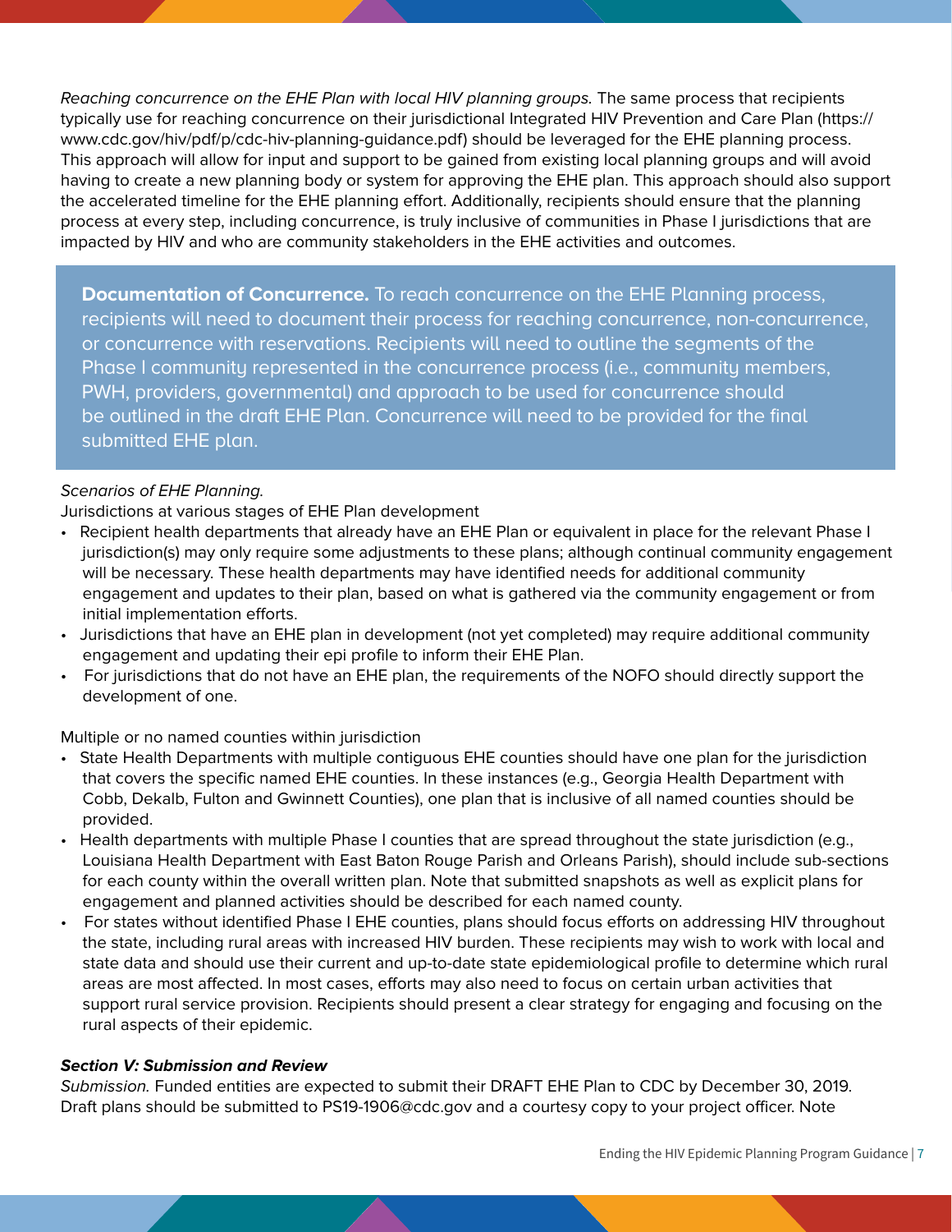*Reaching concurrence on the EHE Plan with local HIV planning groups.* The same process that recipients typically use for reaching concurrence on their jurisdictional Integrated HIV Prevention and Care Plan (https://www.cdc.gov/hiv/pdf/p/cdc-hiv-planning-guidance.pdf) should be leveraged for the EHE planning process. This approach will allow for input and support to be gained from existing local planning groups and will avoid having to create a new planning body or system for approving the EHE plan. This approach should also support the accelerated timeline for the EHE planning effort. Additionally, recipients should ensure that the planning process at every step, including concurrence, is truly inclusive of communities in Phase I jurisdictions that are impacted by HIV and who are community stakeholders in the EHE activities and outcomes.

> **Documentation of Concurrence.** To reach concurrence on the EHE Planning process, recipients will need to document their process for reaching concurrence, non-concurrence, or concurrence with reservations. Recipients will need to outline the segments of the Phase I community represented in the concurrence process (i.e., community members, PWH, providers, governmental) and approach to be used for concurrence should be outlined in the draft EHE Plan. Concurrence will need to be provided for the final submitted EHE plan.

*Scenarios of EHE Planning.*

Jurisdictions at various stages of EHE Plan development

- Recipient health departments that already have an EHE Plan or equivalent in place for the relevant Phase I jurisdiction(s) may only require some adjustments to these plans; although continual community engagement will be necessary. These health departments may have identified needs for additional community engagement and updates to their plan, based on what is gathered via the community engagement or from initial implementation efforts.
- Jurisdictions that have an EHE plan in development (not yet completed) may require additional community engagement and updating their epi profile to inform their EHE Plan.
- For jurisdictions that do not have an EHE plan, the requirements of the NOFO should directly support the development of one.

Multiple or no named counties within jurisdiction

- State Health Departments with multiple contiguous EHE counties should have one plan for the jurisdiction that covers the specific named EHE counties. In these instances (e.g., Georgia Health Department with Cobb, Dekalb, Fulton and Gwinnett Counties), one plan that is inclusive of all named counties should be provided.
- Health departments with multiple Phase I counties that are spread throughout the state jurisdiction (e.g., Louisiana Health Department with East Baton Rouge Parish and Orleans Parish), should include sub-sections for each county within the overall written plan. Note that submitted snapshots as well as explicit plans for engagement and planned activities should be described for each named county.
- For states without identified Phase I EHE counties, plans should focus efforts on addressing HIV throughout the state, including rural areas with increased HIV burden. These recipients may wish to work with local and state data and should use their current and up-to-date state epidemiological profile to determine which rural areas are most affected. In most cases, efforts may also need to focus on certain urban activities that support rural service provision. Recipients should present a clear strategy for engaging and focusing on the rural aspects of their epidemic.

***Section V: Submission and Review***

*Submission.* Funded entities are expected to submit their DRAFT EHE Plan to CDC by December 30, 2019. Draft plans should be submitted to PS19-1906@cdc.gov and a courtesy copy to your project officer. Note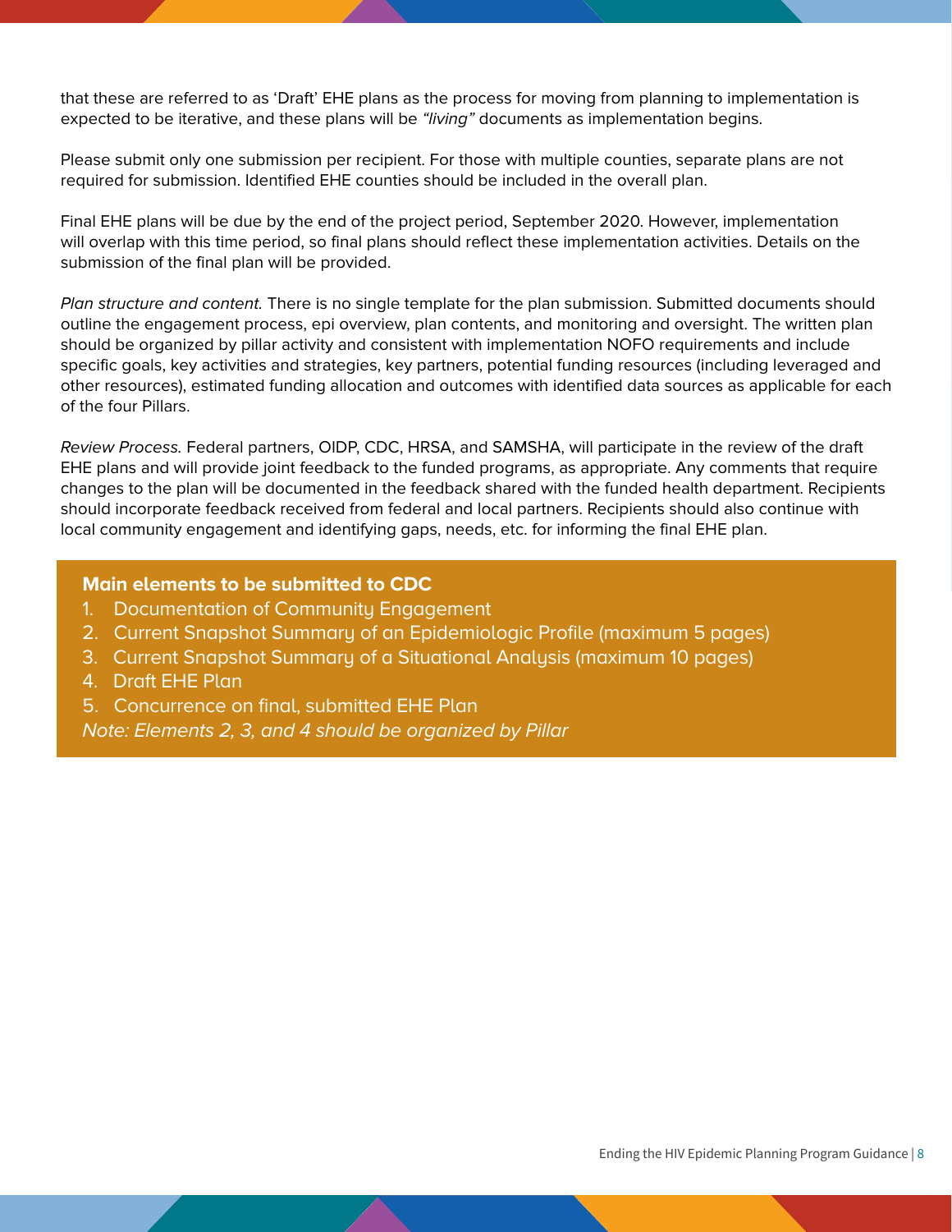that these are referred to as 'Draft' EHE plans as the process for moving from planning to implementation is expected to be iterative, and these plans will be *"living"* documents as implementation begins.

Please submit only one submission per recipient. For those with multiple counties, separate plans are not required for submission. Identified EHE counties should be included in the overall plan.

Final EHE plans will be due by the end of the project period, September 2020. However, implementation will overlap with this time period, so final plans should reflect these implementation activities. Details on the submission of the final plan will be provided.

*Plan structure and content.* There is no single template for the plan submission. Submitted documents should outline the engagement process, epi overview, plan contents, and monitoring and oversight. The written plan should be organized by pillar activity and consistent with implementation NOFO requirements and include specific goals, key activities and strategies, key partners, potential funding resources (including leveraged and other resources), estimated funding allocation and outcomes with identified data sources as applicable for each of the four Pillars.

*Review Process.* Federal partners, OIDP, CDC, HRSA, and SAMSHA, will participate in the review of the draft EHE plans and will provide joint feedback to the funded programs, as appropriate. Any comments that require changes to the plan will be documented in the feedback shared with the funded health department. Recipients should incorporate feedback received from federal and local partners. Recipients should also continue with local community engagement and identifying gaps, needs, etc. for informing the final EHE plan.

**Main elements to be submitted to CDC**

1. Documentation of Community Engagement
2. Current Snapshot Summary of an Epidemiologic Profile (maximum 5 pages)
3. Current Snapshot Summary of a Situational Analysis (maximum 10 pages)
4. Draft EHE Plan
5. Concurrence on final, submitted EHE Plan

*Note: Elements 2, 3, and 4 should be organized by Pillar*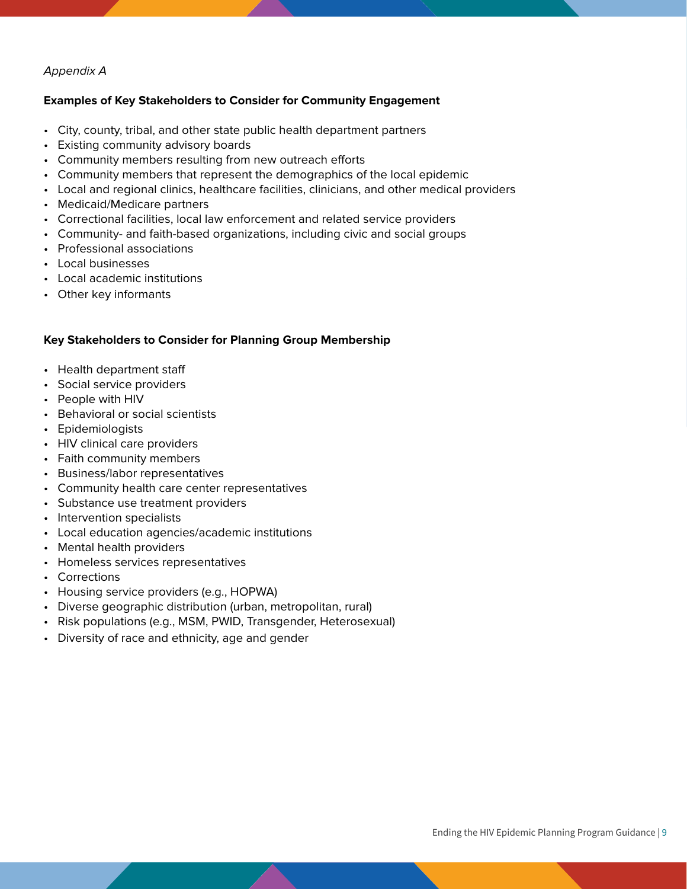*Appendix A*

**Examples of Key Stakeholders to Consider for Community Engagement**

- City, county, tribal, and other state public health department partners
- Existing community advisory boards
- Community members resulting from new outreach efforts
- Community members that represent the demographics of the local epidemic
- Local and regional clinics, healthcare facilities, clinicians, and other medical providers
- Medicaid/Medicare partners
- Correctional facilities, local law enforcement and related service providers
- Community- and faith-based organizations, including civic and social groups
- Professional associations
- Local businesses
- Local academic institutions
- Other key informants

**Key Stakeholders to Consider for Planning Group Membership**

- Health department staff
- Social service providers
- People with HIV
- Behavioral or social scientists
- Epidemiologists
- HIV clinical care providers
- Faith community members
- Business/labor representatives
- Community health care center representatives
- Substance use treatment providers
- Intervention specialists
- Local education agencies/academic institutions
- Mental health providers
- Homeless services representatives
- Corrections
- Housing service providers (e.g., HOPWA)
- Diverse geographic distribution (urban, metropolitan, rural)
- Risk populations (e.g., MSM, PWID, Transgender, Heterosexual)
- Diversity of race and ethnicity, age and gender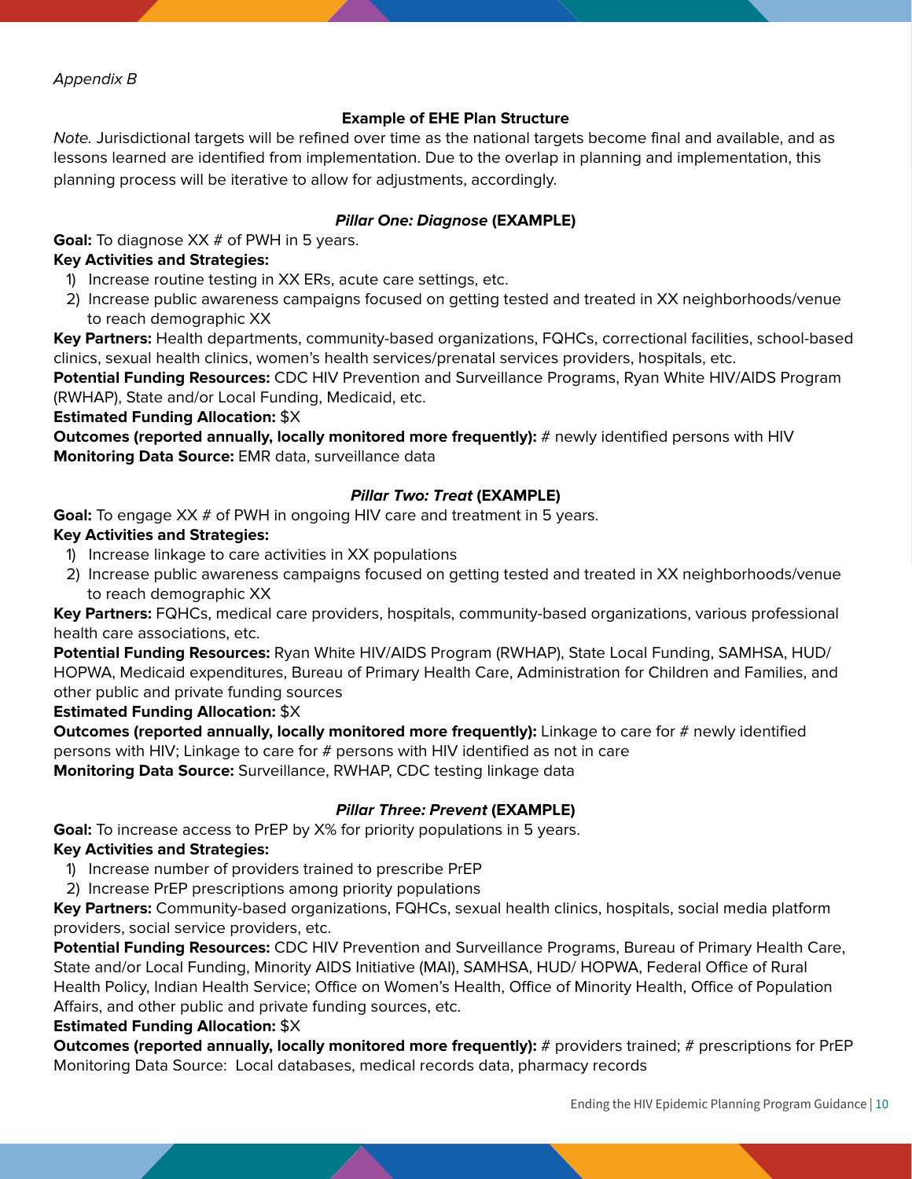*Appendix B*

### Example of EHE Plan Structure

*Note.* Jurisdictional targets will be refined over time as the national targets become final and available, and as lessons learned are identified from implementation. Due to the overlap in planning and implementation, this planning process will be iterative to allow for adjustments, accordingly.

#### ***Pillar One: Diagnose*** **(EXAMPLE)**

**Goal:** To diagnose XX # of PWH in 5 years.

**Key Activities and Strategies:**

1) Increase routine testing in XX ERs, acute care settings, etc.
2) Increase public awareness campaigns focused on getting tested and treated in XX neighborhoods/venue to reach demographic XX

**Key Partners:** Health departments, community-based organizations, FQHCs, correctional facilities, school-based clinics, sexual health clinics, women's health services/prenatal services providers, hospitals, etc.

**Potential Funding Resources:** CDC HIV Prevention and Surveillance Programs, Ryan White HIV/AIDS Program (RWHAP), State and/or Local Funding, Medicaid, etc.

**Estimated Funding Allocation:** $X

**Outcomes (reported annually, locally monitored more frequently):** # newly identified persons with HIV

**Monitoring Data Source:** EMR data, surveillance data

#### ***Pillar Two: Treat*** **(EXAMPLE)**

**Goal:** To engage XX # of PWH in ongoing HIV care and treatment in 5 years.

**Key Activities and Strategies:**

1) Increase linkage to care activities in XX populations
2) Increase public awareness campaigns focused on getting tested and treated in XX neighborhoods/venue to reach demographic XX

**Key Partners:** FQHCs, medical care providers, hospitals, community-based organizations, various professional health care associations, etc.

**Potential Funding Resources:** Ryan White HIV/AIDS Program (RWHAP), State Local Funding, SAMHSA, HUD/HOPWA, Medicaid expenditures, Bureau of Primary Health Care, Administration for Children and Families, and other public and private funding sources

**Estimated Funding Allocation:** $X

**Outcomes (reported annually, locally monitored more frequently):** Linkage to care for # newly identified persons with HIV; Linkage to care for # persons with HIV identified as not in care

**Monitoring Data Source:** Surveillance, RWHAP, CDC testing linkage data

#### ***Pillar Three: Prevent*** **(EXAMPLE)**

**Goal:** To increase access to PrEP by X% for priority populations in 5 years.

**Key Activities and Strategies:**

1) Increase number of providers trained to prescribe PrEP
2) Increase PrEP prescriptions among priority populations

**Key Partners:** Community-based organizations, FQHCs, sexual health clinics, hospitals, social media platform providers, social service providers, etc.

**Potential Funding Resources:** CDC HIV Prevention and Surveillance Programs, Bureau of Primary Health Care, State and/or Local Funding, Minority AIDS Initiative (MAI), SAMHSA, HUD/ HOPWA, Federal Office of Rural Health Policy, Indian Health Service; Office on Women's Health, Office of Minority Health, Office of Population Affairs, and other public and private funding sources, etc.

**Estimated Funding Allocation:** $X

**Outcomes (reported annually, locally monitored more frequently):** # providers trained; # prescriptions for PrEP

Monitoring Data Source: Local databases, medical records data, pharmacy records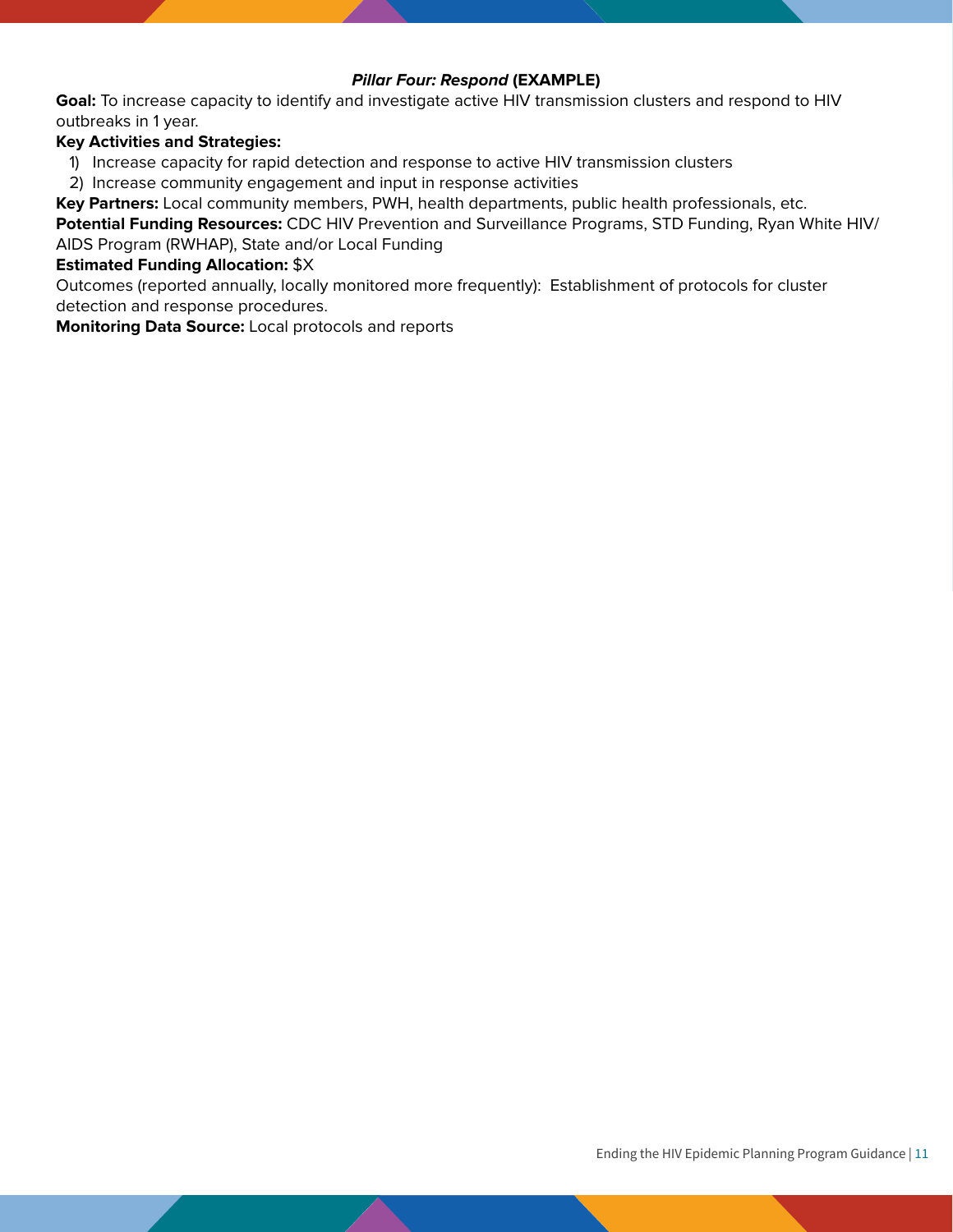***Pillar Four: Respond* (EXAMPLE)**

**Goal:** To increase capacity to identify and investigate active HIV transmission clusters and respond to HIV outbreaks in 1 year.

**Key Activities and Strategies:**

1) Increase capacity for rapid detection and response to active HIV transmission clusters
2) Increase community engagement and input in response activities

**Key Partners:** Local community members, PWH, health departments, public health professionals, etc.

**Potential Funding Resources:** CDC HIV Prevention and Surveillance Programs, STD Funding, Ryan White HIV/AIDS Program (RWHAP), State and/or Local Funding

**Estimated Funding Allocation:** $X

Outcomes (reported annually, locally monitored more frequently): Establishment of protocols for cluster detection and response procedures.

**Monitoring Data Source:** Local protocols and reports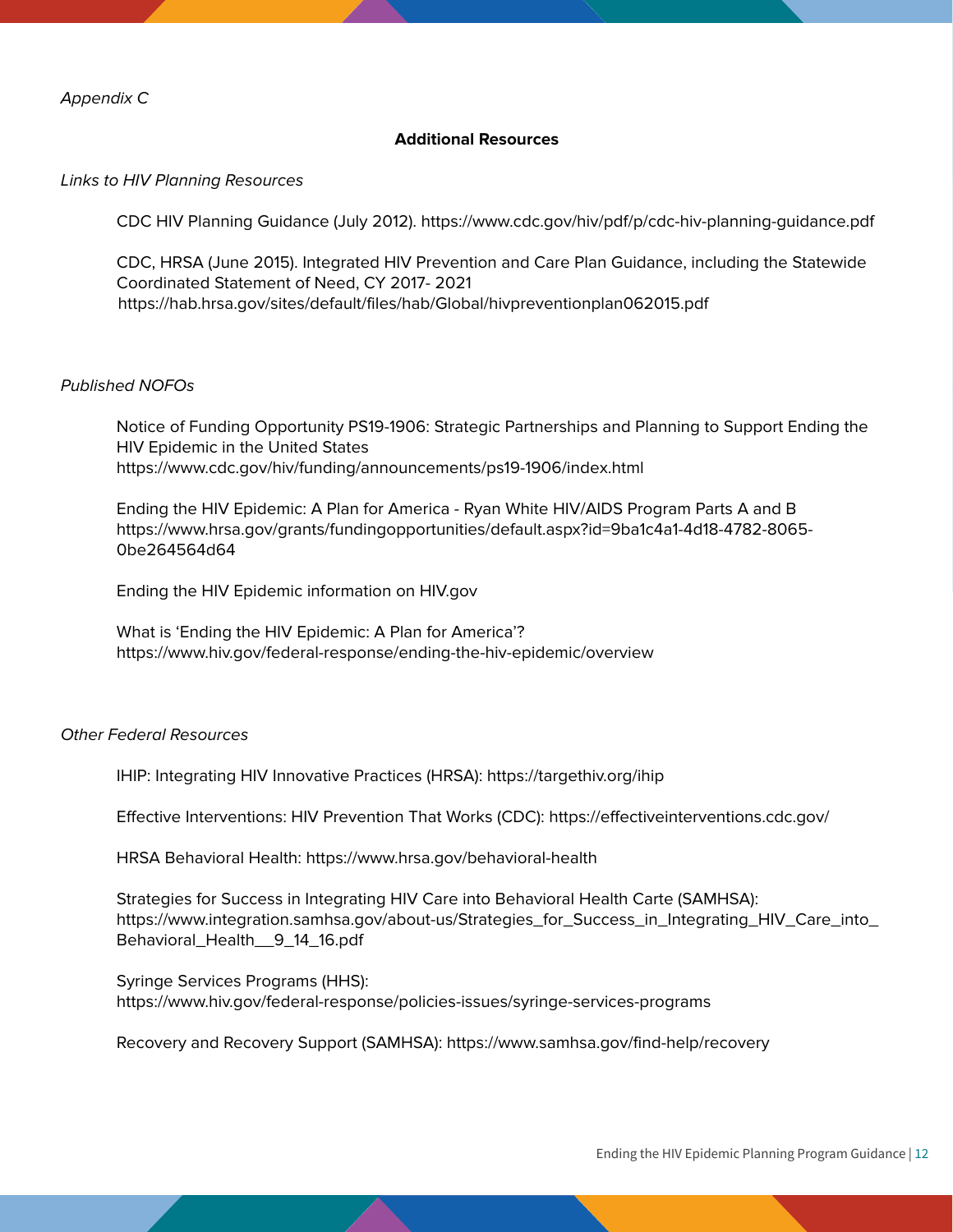*Appendix C*

## Additional Resources

*Links to HIV Planning Resources*

CDC HIV Planning Guidance (July 2012). https://www.cdc.gov/hiv/pdf/p/cdc-hiv-planning-guidance.pdf

CDC, HRSA (June 2015). Integrated HIV Prevention and Care Plan Guidance, including the Statewide Coordinated Statement of Need, CY 2017- 2021
https://hab.hrsa.gov/sites/default/files/hab/Global/hivpreventionplan062015.pdf

*Published NOFOs*

Notice of Funding Opportunity PS19-1906: Strategic Partnerships and Planning to Support Ending the HIV Epidemic in the United States
https://www.cdc.gov/hiv/funding/announcements/ps19-1906/index.html

Ending the HIV Epidemic: A Plan for America - Ryan White HIV/AIDS Program Parts A and B
https://www.hrsa.gov/grants/fundingopportunities/default.aspx?id=9ba1c4a1-4d18-4782-8065-0be264564d64

Ending the HIV Epidemic information on HIV.gov

What is 'Ending the HIV Epidemic: A Plan for America'?
https://www.hiv.gov/federal-response/ending-the-hiv-epidemic/overview

*Other Federal Resources*

IHIP: Integrating HIV Innovative Practices (HRSA): https://targethiv.org/ihip

Effective Interventions: HIV Prevention That Works (CDC): https://effectiveinterventions.cdc.gov/

HRSA Behavioral Health: https://www.hrsa.gov/behavioral-health

Strategies for Success in Integrating HIV Care into Behavioral Health Carte (SAMHSA):
https://www.integration.samhsa.gov/about-us/Strategies_for_Success_in_Integrating_HIV_Care_into_Behavioral_Health__9_14_16.pdf

Syringe Services Programs (HHS):
https://www.hiv.gov/federal-response/policies-issues/syringe-services-programs

Recovery and Recovery Support (SAMHSA): https://www.samhsa.gov/find-help/recovery